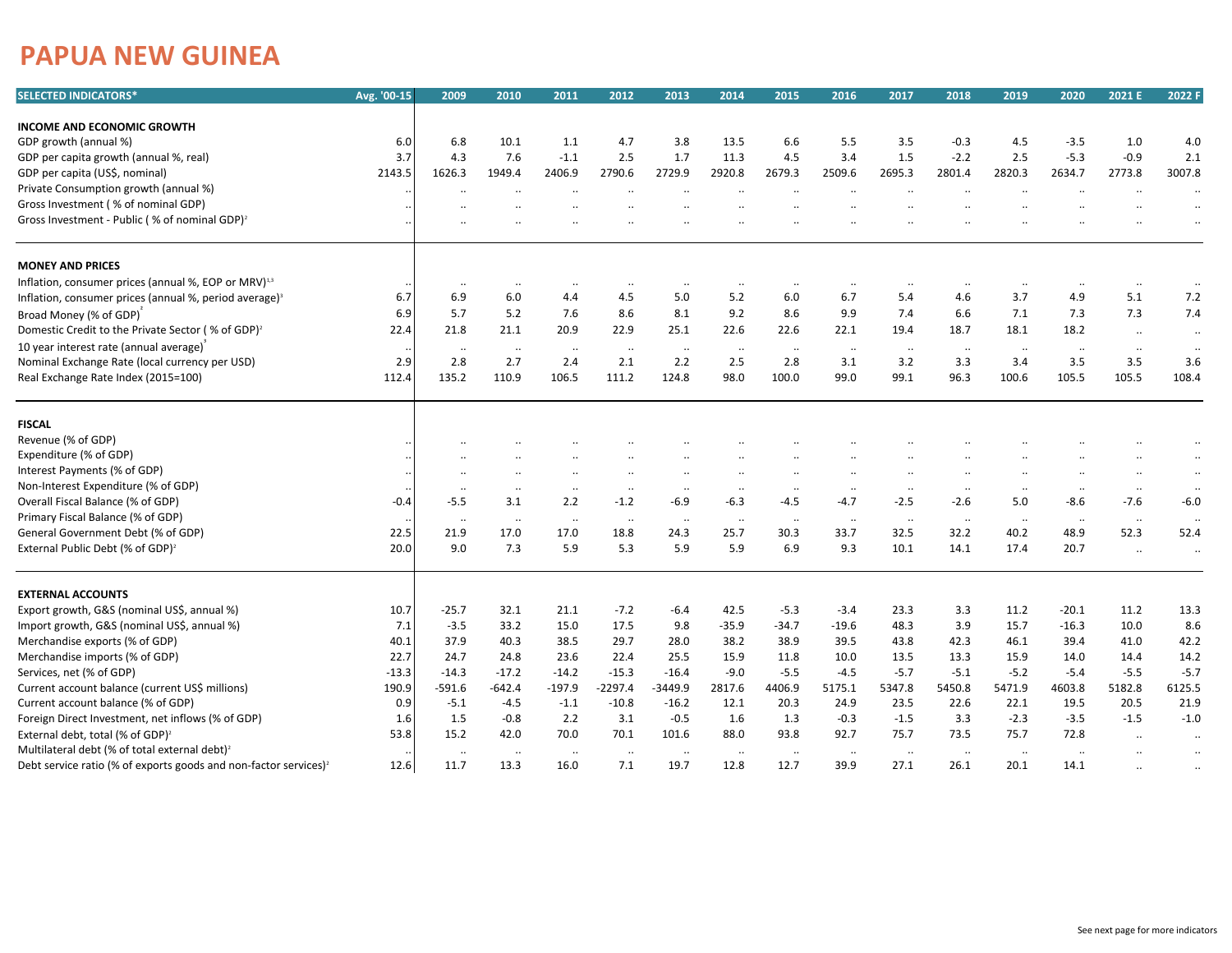# PAPUA NEW GUINEA

| SELECTED INDICATORS* | Avg. '00-15 | 2009 | 2010 | 2011 | 2012 | 2013 | 2014 | 2015 | 2016 | 2017 | 2018 | 2019 | 2020 | 2021 E | 2022 F |
|---|---|---|---|---|---|---|---|---|---|---|---|---|---|---|---|
| **INCOME AND ECONOMIC GROWTH** | | | | | | | | | | | | | | | |
| GDP growth (annual %) | 6.0 | 6.8 | 10.1 | 1.1 | 4.7 | 3.8 | 13.5 | 6.6 | 5.5 | 3.5 | -0.3 | 4.5 | -3.5 | 1.0 | 4.0 |
| GDP per capita growth (annual %, real) | 3.7 | 4.3 | 7.6 | -1.1 | 2.5 | 1.7 | 11.3 | 4.5 | 3.4 | 1.5 | -2.2 | 2.5 | -5.3 | -0.9 | 2.1 |
| GDP per capita (US$, nominal) | 2143.5 | 1626.3 | 1949.4 | 2406.9 | 2790.6 | 2729.9 | 2920.8 | 2679.3 | 2509.6 | 2695.3 | 2801.4 | 2820.3 | 2634.7 | 2773.8 | 3007.8 |
| Private Consumption growth (annual %) | .. | .. | .. | .. | .. | .. | .. | .. | .. | .. | .. | .. | .. | .. | .. |
| Gross Investment ( % of nominal GDP) | .. | .. | .. | .. | .. | .. | .. | .. | .. | .. | .. | .. | .. | .. | .. |
| Gross Investment - Public ( % of nominal GDP)[2] | .. | .. | .. | .. | .. | .. | .. | .. | .. | .. | .. | .. | .. | .. | .. |
| **MONEY AND PRICES** | | | | | | | | | | | | | | | |
| Inflation, consumer prices (annual %, EOP or MRV)[1,3] | .. | .. | .. | .. | .. | .. | .. | .. | .. | .. | .. | .. | .. | .. | .. |
| Inflation, consumer prices (annual %, period average)[3] | 6.7 | 6.9 | 6.0 | 4.4 | 4.5 | 5.0 | 5.2 | 6.0 | 6.7 | 5.4 | 4.6 | 3.7 | 4.9 | 5.1 | 7.2 |
| Broad Money (% of GDP)[2] | 6.9 | 5.7 | 5.2 | 7.6 | 8.6 | 8.1 | 9.2 | 8.6 | 9.9 | 7.4 | 6.6 | 7.1 | 7.3 | 7.3 | 7.4 |
| Domestic Credit to the Private Sector ( % of GDP)[2] | 22.4 | 21.8 | 21.1 | 20.9 | 22.9 | 25.1 | 22.6 | 22.6 | 22.1 | 19.4 | 18.7 | 18.1 | 18.2 | .. | .. |
| 10 year interest rate (annual average)[3] | .. | .. | .. | .. | .. | .. | .. | .. | .. | .. | .. | .. | .. | .. | .. |
| Nominal Exchange Rate (local currency per USD) | 2.9 | 2.8 | 2.7 | 2.4 | 2.1 | 2.2 | 2.5 | 2.8 | 3.1 | 3.2 | 3.3 | 3.4 | 3.5 | 3.5 | 3.6 |
| Real Exchange Rate Index (2015=100) | 112.4 | 135.2 | 110.9 | 106.5 | 111.2 | 124.8 | 98.0 | 100.0 | 99.0 | 99.1 | 96.3 | 100.6 | 105.5 | 105.5 | 108.4 |
| **FISCAL** | | | | | | | | | | | | | | | |
| Revenue (% of GDP) | .. | .. | .. | .. | .. | .. | .. | .. | .. | .. | .. | .. | .. | .. | .. |
| Expenditure (% of GDP) | .. | .. | .. | .. | .. | .. | .. | .. | .. | .. | .. | .. | .. | .. | .. |
| Interest Payments (% of GDP) | .. | .. | .. | .. | .. | .. | .. | .. | .. | .. | .. | .. | .. | .. | .. |
| Non-Interest Expenditure (% of GDP) | .. | .. | .. | .. | .. | .. | .. | .. | .. | .. | .. | .. | .. | .. | .. |
| Overall Fiscal Balance (% of GDP) | -0.4 | -5.5 | 3.1 | 2.2 | -1.2 | -6.9 | -6.3 | -4.5 | -4.7 | -2.5 | -2.6 | 5.0 | -8.6 | -7.6 | -6.0 |
| Primary Fiscal Balance (% of GDP) | .. | .. | .. | .. | .. | .. | .. | .. | .. | .. | .. | .. | .. | .. | .. |
| General Government Debt (% of GDP) | 22.5 | 21.9 | 17.0 | 17.0 | 18.8 | 24.3 | 25.7 | 30.3 | 33.7 | 32.5 | 32.2 | 40.2 | 48.9 | 52.3 | 52.4 |
| External Public Debt (% of GDP)[2] | 20.0 | 9.0 | 7.3 | 5.9 | 5.3 | 5.9 | 5.9 | 6.9 | 9.3 | 10.1 | 14.1 | 17.4 | 20.7 | .. | .. |
| **EXTERNAL ACCOUNTS** | | | | | | | | | | | | | | | |
| Export growth, G&S (nominal US$, annual %) | 10.7 | -25.7 | 32.1 | 21.1 | -7.2 | -6.4 | 42.5 | -5.3 | -3.4 | 23.3 | 3.3 | 11.2 | -20.1 | 11.2 | 13.3 |
| Import growth, G&S (nominal US$, annual %) | 7.1 | -3.5 | 33.2 | 15.0 | 17.5 | 9.8 | -35.9 | -34.7 | -19.6 | 48.3 | 3.9 | 15.7 | -16.3 | 10.0 | 8.6 |
| Merchandise exports (% of GDP) | 40.1 | 37.9 | 40.3 | 38.5 | 29.7 | 28.0 | 38.2 | 38.9 | 39.5 | 43.8 | 42.3 | 46.1 | 39.4 | 41.0 | 42.2 |
| Merchandise imports (% of GDP) | 22.7 | 24.7 | 24.8 | 23.6 | 22.4 | 25.5 | 15.9 | 11.8 | 10.0 | 13.5 | 13.3 | 15.9 | 14.0 | 14.4 | 14.2 |
| Services, net (% of GDP) | -13.3 | -14.3 | -17.2 | -14.2 | -15.3 | -16.4 | -9.0 | -5.5 | -4.5 | -5.7 | -5.1 | -5.2 | -5.4 | -5.5 | -5.7 |
| Current account balance (current US$ millions) | 190.9 | -591.6 | -642.4 | -197.9 | -2297.4 | -3449.9 | 2817.6 | 4406.9 | 5175.1 | 5347.8 | 5450.8 | 5471.9 | 4603.8 | 5182.8 | 6125.5 |
| Current account balance (% of GDP) | 0.9 | -5.1 | -4.5 | -1.1 | -10.8 | -16.2 | 12.1 | 20.3 | 24.9 | 23.5 | 22.6 | 22.1 | 19.5 | 20.5 | 21.9 |
| Foreign Direct Investment, net inflows (% of GDP) | 1.6 | 1.5 | -0.8 | 2.2 | 3.1 | -0.5 | 1.6 | 1.3 | -0.3 | -1.5 | 3.3 | -2.3 | -3.5 | -1.5 | -1.0 |
| External debt, total (% of GDP)[2] | 53.8 | 15.2 | 42.0 | 70.0 | 70.1 | 101.6 | 88.0 | 93.8 | 92.7 | 75.7 | 73.5 | 75.7 | 72.8 | .. | .. |
| Multilateral debt (% of total external debt)[2] | .. | .. | .. | .. | .. | .. | .. | .. | .. | .. | .. | .. | .. | .. | .. |
| Debt service ratio (% of exports goods and non-factor services)[2] | 12.6 | 11.7 | 13.3 | 16.0 | 7.1 | 19.7 | 12.8 | 12.7 | 39.9 | 27.1 | 26.1 | 20.1 | 14.1 | .. | .. |

See next page for more indicators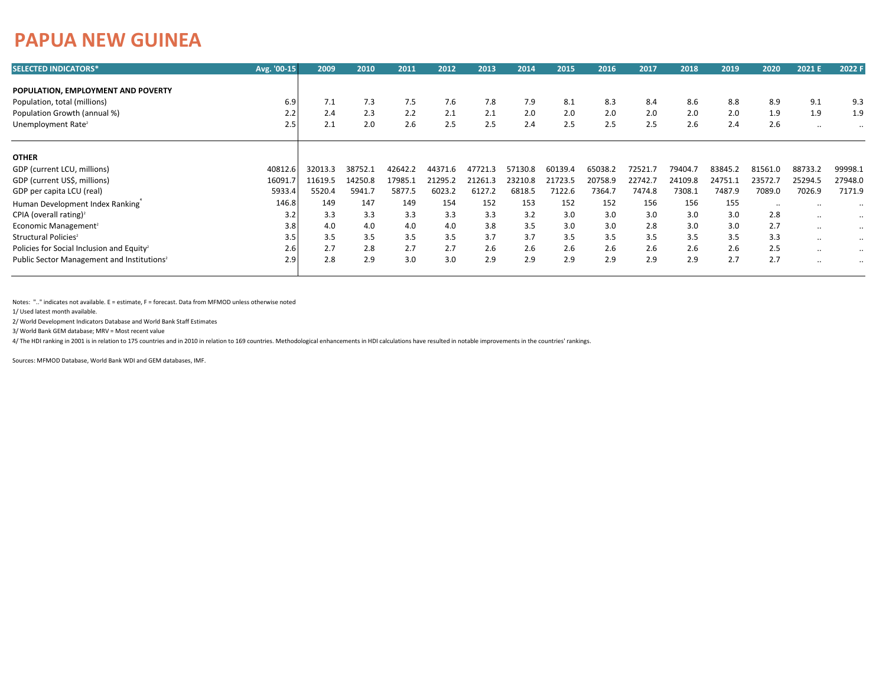# PAPUA NEW GUINEA

| SELECTED INDICATORS* | Avg. '00-15 | 2009 | 2010 | 2011 | 2012 | 2013 | 2014 | 2015 | 2016 | 2017 | 2018 | 2019 | 2020 | 2021 E | 2022 F |
|---|---|---|---|---|---|---|---|---|---|---|---|---|---|---|---|
| **POPULATION, EMPLOYMENT AND POVERTY** | | | | | | | | | | | | | | | |
| Population, total (millions) | 6.9 | 7.1 | 7.3 | 7.5 | 7.6 | 7.8 | 7.9 | 8.1 | 8.3 | 8.4 | 8.6 | 8.8 | 8.9 | 9.1 | 9.3 |
| Population Growth (annual %) | 2.2 | 2.4 | 2.3 | 2.2 | 2.1 | 2.1 | 2.0 | 2.0 | 2.0 | 2.0 | 2.0 | 2.0 | 1.9 | 1.9 | 1.9 |
| Unemployment Rate[2] | 2.5 | 2.1 | 2.0 | 2.6 | 2.5 | 2.5 | 2.4 | 2.5 | 2.5 | 2.5 | 2.6 | 2.4 | 2.6 | .. | .. |
| **OTHER** | | | | | | | | | | | | | | | |
| GDP (current LCU, millions) | 40812.6 | 32013.3 | 38752.1 | 42642.2 | 44371.6 | 47721.3 | 57130.8 | 60139.4 | 65038.2 | 72521.7 | 79404.7 | 83845.2 | 81561.0 | 88733.2 | 99998.1 |
| GDP (current US$, millions) | 16091.7 | 11619.5 | 14250.8 | 17985.1 | 21295.2 | 21261.3 | 23210.8 | 21723.5 | 20758.9 | 22742.7 | 24109.8 | 24751.1 | 23572.7 | 25294.5 | 27948.0 |
| GDP per capita LCU (real) | 5933.4 | 5520.4 | 5941.7 | 5877.5 | 6023.2 | 6127.2 | 6818.5 | 7122.6 | 7364.7 | 7474.8 | 7308.1 | 7487.9 | 7089.0 | 7026.9 | 7171.9 |
| Human Development Index Ranking[4] | 146.8 | 149 | 147 | 149 | 154 | 152 | 153 | 152 | 152 | 156 | 156 | 155 | .. | .. | .. |
| CPIA (overall rating)[2] | 3.2 | 3.3 | 3.3 | 3.3 | 3.3 | 3.3 | 3.2 | 3.0 | 3.0 | 3.0 | 3.0 | 3.0 | 2.8 | .. | .. |
| Economic Management[2] | 3.8 | 4.0 | 4.0 | 4.0 | 4.0 | 3.8 | 3.5 | 3.0 | 3.0 | 2.8 | 3.0 | 3.0 | 2.7 | .. | .. |
| Structural Policies[2] | 3.5 | 3.5 | 3.5 | 3.5 | 3.5 | 3.7 | 3.7 | 3.5 | 3.5 | 3.5 | 3.5 | 3.5 | 3.3 | .. | .. |
| Policies for Social Inclusion and Equity[2] | 2.6 | 2.7 | 2.8 | 2.7 | 2.7 | 2.6 | 2.6 | 2.6 | 2.6 | 2.6 | 2.6 | 2.6 | 2.5 | .. | .. |
| Public Sector Management and Institutions[2] | 2.9 | 2.8 | 2.9 | 3.0 | 3.0 | 2.9 | 2.9 | 2.9 | 2.9 | 2.9 | 2.9 | 2.7 | 2.7 | .. | .. |

Notes: ".." indicates not available. E = estimate, F = forecast. Data from MFMOD unless otherwise noted

1/ Used latest month available.

2/ World Development Indicators Database and World Bank Staff Estimates

3/ World Bank GEM database; MRV = Most recent value

4/ The HDI ranking in 2001 is in relation to 175 countries and in 2010 in relation to 169 countries. Methodological enhancements in HDI calculations have resulted in notable improvements in the countries' rankings.

Sources: MFMOD Database, World Bank WDI and GEM databases, IMF.